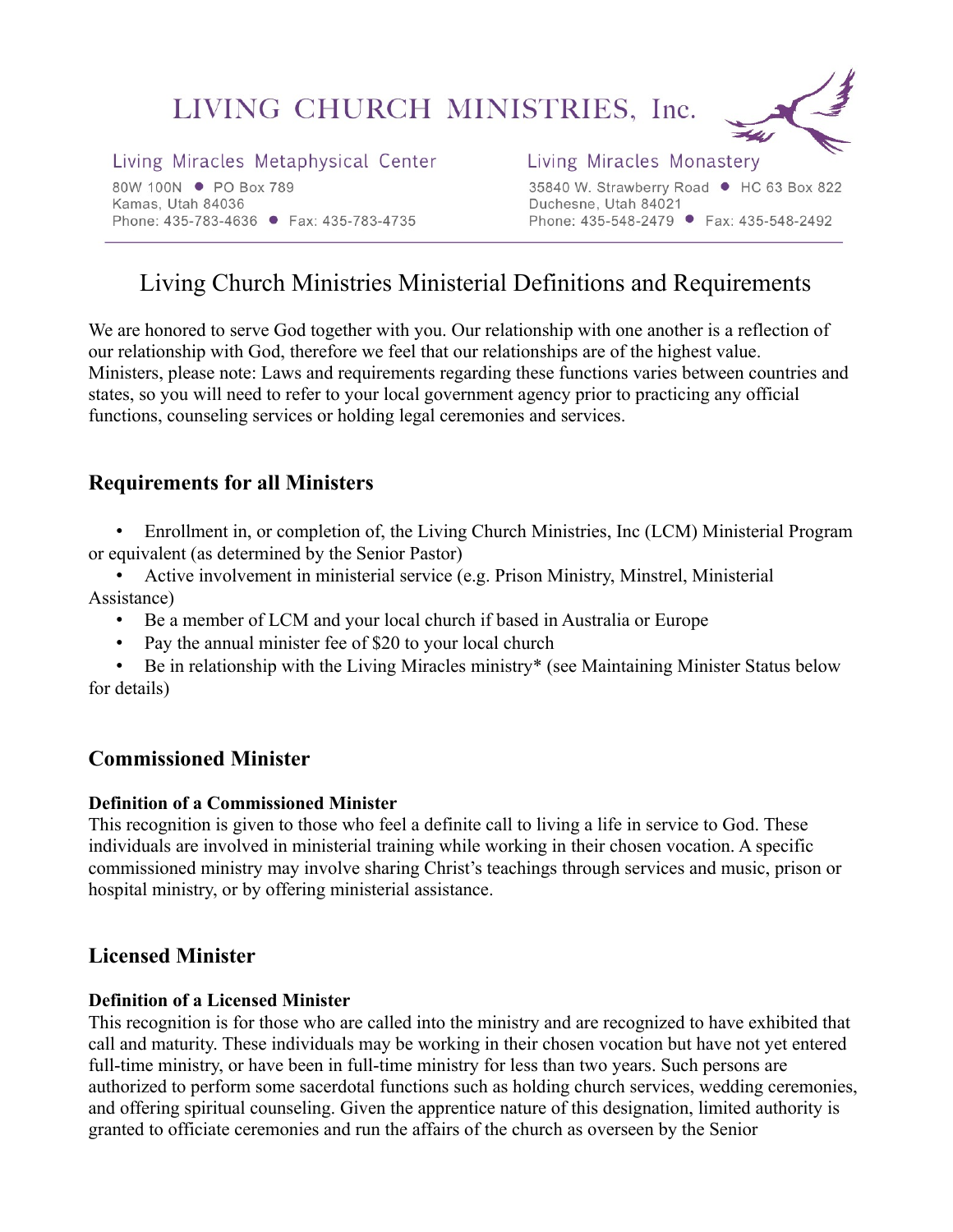# LIVING CHURCH MINISTRIES, Inc.

**Living Miracles Metaphysical Center**
80W 100N ● PO Box 789
Kamas, Utah 84036
Phone: 435-783-4636 ● Fax: 435-783-4735

**Living Miracles Monastery**
35840 W. Strawberry Road ● HC 63 Box 822
Duchesne, Utah 84021
Phone: 435-548-2479 ● Fax: 435-548-2492

---

## Living Church Ministries Ministerial Definitions and Requirements

We are honored to serve God together with you. Our relationship with one another is a reflection of our relationship with God, therefore we feel that our relationships are of the highest value. Ministers, please note: Laws and requirements regarding these functions varies between countries and states, so you will need to refer to your local government agency prior to practicing any official functions, counseling services or holding legal ceremonies and services.

### Requirements for all Ministers

- Enrollment in, or completion of, the Living Church Ministries, Inc (LCM) Ministerial Program or equivalent (as determined by the Senior Pastor)
- Active involvement in ministerial service (e.g. Prison Ministry, Minstrel, Ministerial Assistance)
- Be a member of LCM and your local church if based in Australia or Europe
- Pay the annual minister fee of $20 to your local church
- Be in relationship with the Living Miracles ministry* (see Maintaining Minister Status below for details)

### Commissioned Minister

**Definition of a Commissioned Minister**
This recognition is given to those who feel a definite call to living a life in service to God. These individuals are involved in ministerial training while working in their chosen vocation. A specific commissioned ministry may involve sharing Christ's teachings through services and music, prison or hospital ministry, or by offering ministerial assistance.

### Licensed Minister

**Definition of a Licensed Minister**
This recognition is for those who are called into the ministry and are recognized to have exhibited that call and maturity. These individuals may be working in their chosen vocation but have not yet entered full-time ministry, or have been in full-time ministry for less than two years. Such persons are authorized to perform some sacerdotal functions such as holding church services, wedding ceremonies, and offering spiritual counseling. Given the apprentice nature of this designation, limited authority is granted to officiate ceremonies and run the affairs of the church as overseen by the Senior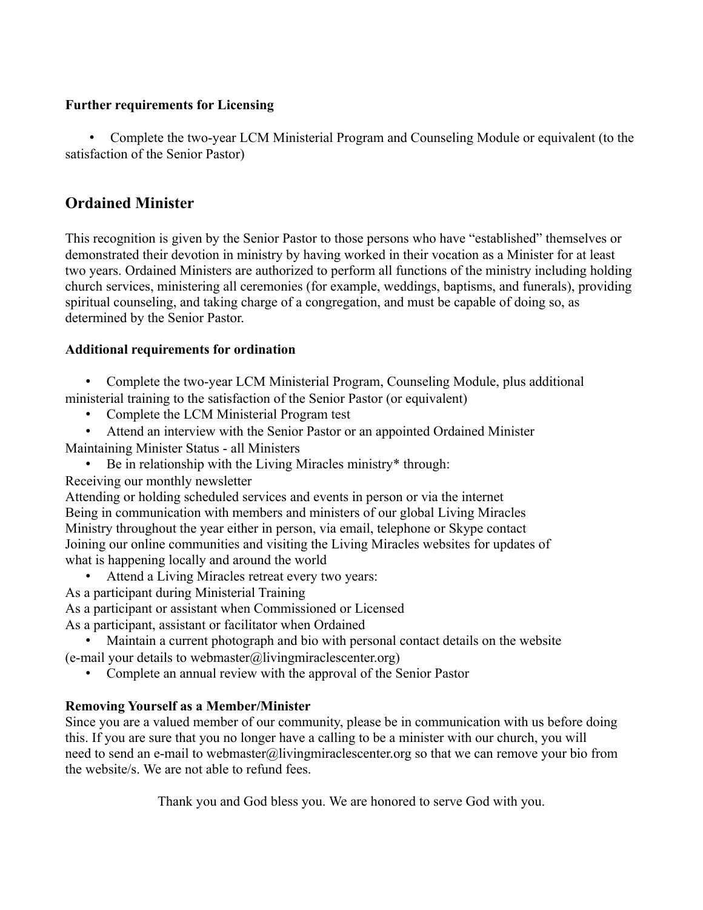**Further requirements for Licensing**

- Complete the two-year LCM Ministerial Program and Counseling Module or equivalent (to the satisfaction of the Senior Pastor)

## Ordained Minister

This recognition is given by the Senior Pastor to those persons who have "established" themselves or demonstrated their devotion in ministry by having worked in their vocation as a Minister for at least two years. Ordained Ministers are authorized to perform all functions of the ministry including holding church services, ministering all ceremonies (for example, weddings, baptisms, and funerals), providing spiritual counseling, and taking charge of a congregation, and must be capable of doing so, as determined by the Senior Pastor.

**Additional requirements for ordination**

- Complete the two-year LCM Ministerial Program, Counseling Module, plus additional ministerial training to the satisfaction of the Senior Pastor (or equivalent)
- Complete the LCM Ministerial Program test
- Attend an interview with the Senior Pastor or an appointed Ordained Minister

Maintaining Minister Status - all Ministers

- Be in relationship with the Living Miracles ministry* through:

Receiving our monthly newsletter
Attending or holding scheduled services and events in person or via the internet
Being in communication with members and ministers of our global Living Miracles Ministry throughout the year either in person, via email, telephone or Skype contact
Joining our online communities and visiting the Living Miracles websites for updates of what is happening locally and around the world

- Attend a Living Miracles retreat every two years:

As a participant during Ministerial Training
As a participant or assistant when Commissioned or Licensed
As a participant, assistant or facilitator when Ordained

- Maintain a current photograph and bio with personal contact details on the website (e-mail your details to webmaster@livingmiraclescenter.org)
- Complete an annual review with the approval of the Senior Pastor

**Removing Yourself as a Member/Minister**

Since you are a valued member of our community, please be in communication with us before doing this. If you are sure that you no longer have a calling to be a minister with our church, you will need to send an e-mail to webmaster@livingmiraclescenter.org so that we can remove your bio from the website/s. We are not able to refund fees.

Thank you and God bless you. We are honored to serve God with you.